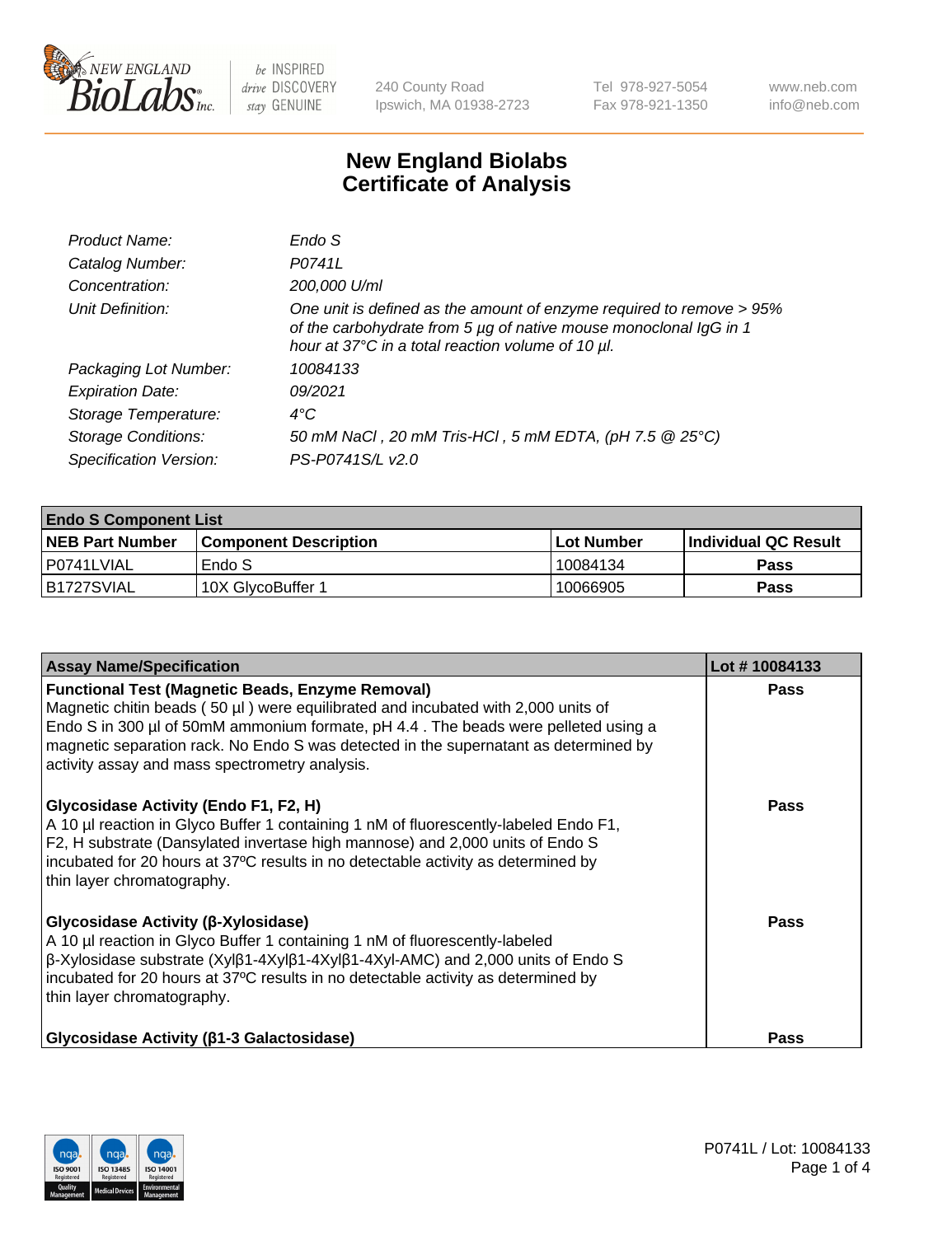# New England Biolabs Certificate of Analysis

| | |
|---|---|
| *Product Name:* | *Endo S* |
| *Catalog Number:* | *P0741L* |
| *Concentration:* | *200,000 U/ml* |
| *Unit Definition:* | *One unit is defined as the amount of enzyme required to remove > 95% of the carbohydrate from 5 µg of native mouse monoclonal IgG in 1 hour at 37°C in a total reaction volume of 10 µl.* |
| *Packaging Lot Number:* | *10084133* |
| *Expiration Date:* | *09/2021* |
| *Storage Temperature:* | *4°C* |
| *Storage Conditions:* | *50 mM NaCl , 20 mM Tris-HCl , 5 mM EDTA, (pH 7.5 @ 25°C)* |
| *Specification Version:* | *PS-P0741S/L v2.0* |

| **Endo S Component List** | | | |
|---|---|---|---|
| **NEB Part Number** | **Component Description** | **Lot Number** | **Individual QC Result** |
| P0741LVIAL | Endo S | 10084134 | **Pass** |
| B1727SVIAL | 10X GlycoBuffer 1 | 10066905 | **Pass** |

| **Assay Name/Specification** | **Lot # 10084133** |
|---|---|
| **Functional Test (Magnetic Beads, Enzyme Removal)** Magnetic chitin beads ( 50 µl ) were equilibrated and incubated with 2,000 units of Endo S in 300 µl of 50mM ammonium formate, pH 4.4 . The beads were pelleted using a magnetic separation rack. No Endo S was detected in the supernatant as determined by activity assay and mass spectrometry analysis. | **Pass** |
| **Glycosidase Activity (Endo F1, F2, H)** A 10 µl reaction in Glyco Buffer 1 containing 1 nM of fluorescently-labeled Endo F1, F2, H substrate (Dansylated invertase high mannose) and 2,000 units of Endo S incubated for 20 hours at 37ºC results in no detectable activity as determined by thin layer chromatography. | **Pass** |
| **Glycosidase Activity (β-Xylosidase)** A 10 µl reaction in Glyco Buffer 1 containing 1 nM of fluorescently-labeled β-Xylosidase substrate (Xylβ1-4Xylβ1-4Xylβ1-4Xyl-AMC) and 2,000 units of Endo S incubated for 20 hours at 37ºC results in no detectable activity as determined by thin layer chromatography. | **Pass** |
| **Glycosidase Activity (β1-3 Galactosidase)** | **Pass** |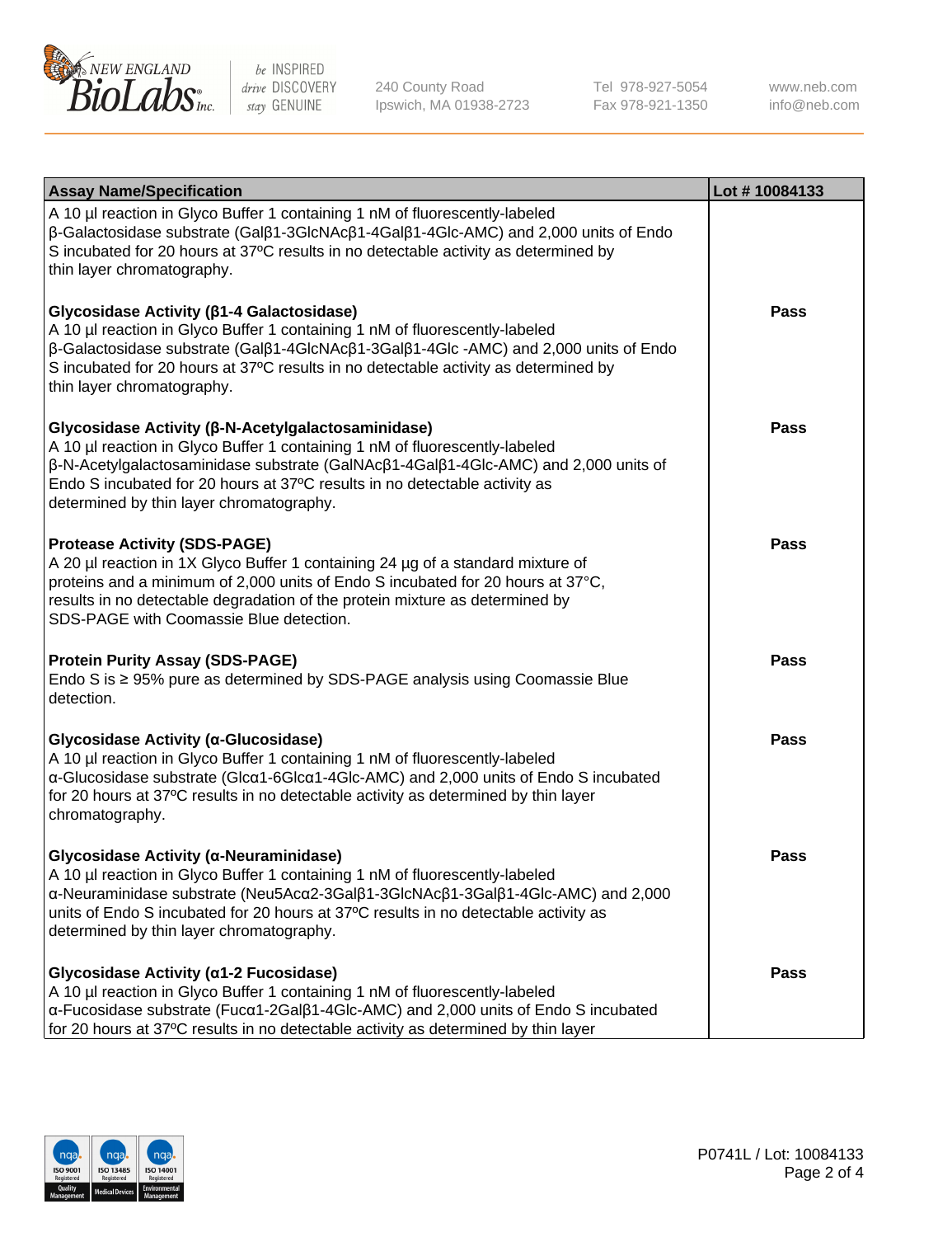| Assay Name/Specification | Lot # 10084133 |
|---|---|
| A 10 µl reaction in Glyco Buffer 1 containing 1 nM of fluorescently-labeled β-Galactosidase substrate (Galβ1-3GlcNAcβ1-4Galβ1-4Glc-AMC) and 2,000 units of Endo S incubated for 20 hours at 37ºC results in no detectable activity as determined by thin layer chromatography. | |
| **Glycosidase Activity (β1-4 Galactosidase)**<br>A 10 µl reaction in Glyco Buffer 1 containing 1 nM of fluorescently-labeled β-Galactosidase substrate (Galβ1-4GlcNAcβ1-3Galβ1-4Glc -AMC) and 2,000 units of Endo S incubated for 20 hours at 37ºC results in no detectable activity as determined by thin layer chromatography. | **Pass** |
| **Glycosidase Activity (β-N-Acetylgalactosaminidase)**<br>A 10 µl reaction in Glyco Buffer 1 containing 1 nM of fluorescently-labeled β-N-Acetylgalactosaminidase substrate (GalNAcβ1-4Galβ1-4Glc-AMC) and 2,000 units of Endo S incubated for 20 hours at 37ºC results in no detectable activity as determined by thin layer chromatography. | **Pass** |
| **Protease Activity (SDS-PAGE)**<br>A 20 µl reaction in 1X Glyco Buffer 1 containing 24 µg of a standard mixture of proteins and a minimum of 2,000 units of Endo S incubated for 20 hours at 37°C, results in no detectable degradation of the protein mixture as determined by SDS-PAGE with Coomassie Blue detection. | **Pass** |
| **Protein Purity Assay (SDS-PAGE)**<br>Endo S is ≥ 95% pure as determined by SDS-PAGE analysis using Coomassie Blue detection. | **Pass** |
| **Glycosidase Activity (α-Glucosidase)**<br>A 10 µl reaction in Glyco Buffer 1 containing 1 nM of fluorescently-labeled α-Glucosidase substrate (Glcα1-6Glcα1-4Glc-AMC) and 2,000 units of Endo S incubated for 20 hours at 37ºC results in no detectable activity as determined by thin layer chromatography. | **Pass** |
| **Glycosidase Activity (α-Neuraminidase)**<br>A 10 µl reaction in Glyco Buffer 1 containing 1 nM of fluorescently-labeled α-Neuraminidase substrate (Neu5Acα2-3Galβ1-3GlcNAcβ1-3Galβ1-4Glc-AMC) and 2,000 units of Endo S incubated for 20 hours at 37ºC results in no detectable activity as determined by thin layer chromatography. | **Pass** |
| **Glycosidase Activity (α1-2 Fucosidase)**<br>A 10 µl reaction in Glyco Buffer 1 containing 1 nM of fluorescently-labeled α-Fucosidase substrate (Fucα1-2Galβ1-4Glc-AMC) and 2,000 units of Endo S incubated for 20 hours at 37ºC results in no detectable activity as determined by thin layer | **Pass** |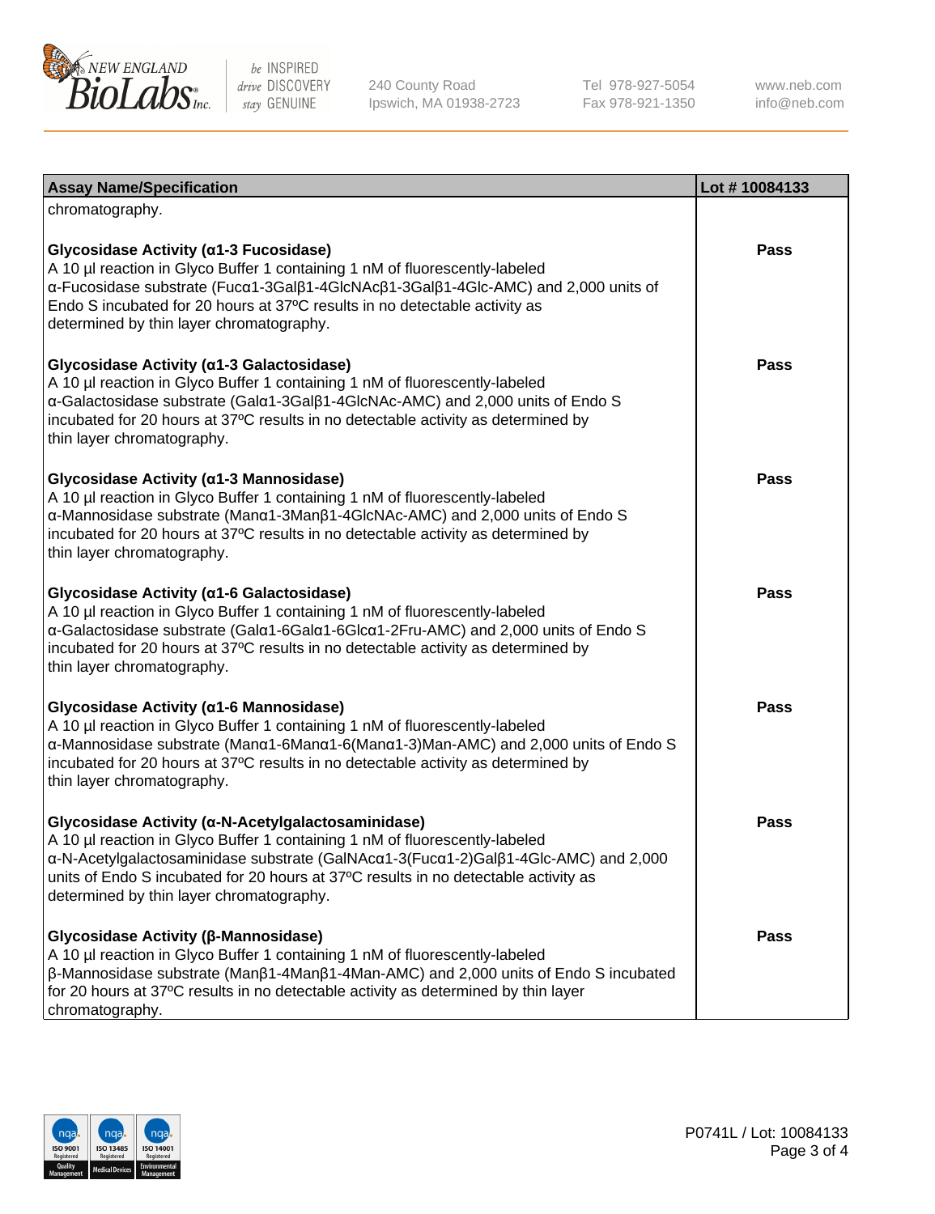| Assay Name/Specification | Lot # 10084133 |
|---|---|
| chromatography. | |
| **Glycosidase Activity (α1-3 Fucosidase)**<br>A 10 µl reaction in Glyco Buffer 1 containing 1 nM of fluorescently-labeled α-Fucosidase substrate (Fucα1-3Galβ1-4GlcNAcβ1-3Galβ1-4Glc-AMC) and 2,000 units of Endo S incubated for 20 hours at 37ºC results in no detectable activity as determined by thin layer chromatography. | Pass |
| **Glycosidase Activity (α1-3 Galactosidase)**<br>A 10 µl reaction in Glyco Buffer 1 containing 1 nM of fluorescently-labeled α-Galactosidase substrate (Galα1-3Galβ1-4GlcNAc-AMC) and 2,000 units of Endo S incubated for 20 hours at 37ºC results in no detectable activity as determined by thin layer chromatography. | Pass |
| **Glycosidase Activity (α1-3 Mannosidase)**<br>A 10 µl reaction in Glyco Buffer 1 containing 1 nM of fluorescently-labeled α-Mannosidase substrate (Manα1-3Manβ1-4GlcNAc-AMC) and 2,000 units of Endo S incubated for 20 hours at 37ºC results in no detectable activity as determined by thin layer chromatography. | Pass |
| **Glycosidase Activity (α1-6 Galactosidase)**<br>A 10 µl reaction in Glyco Buffer 1 containing 1 nM of fluorescently-labeled α-Galactosidase substrate (Galα1-6Galα1-6Glcα1-2Fru-AMC) and 2,000 units of Endo S incubated for 20 hours at 37ºC results in no detectable activity as determined by thin layer chromatography. | Pass |
| **Glycosidase Activity (α1-6 Mannosidase)**<br>A 10 µl reaction in Glyco Buffer 1 containing 1 nM of fluorescently-labeled α-Mannosidase substrate (Manα1-6Manα1-6(Manα1-3)Man-AMC) and 2,000 units of Endo S incubated for 20 hours at 37ºC results in no detectable activity as determined by thin layer chromatography. | Pass |
| **Glycosidase Activity (α-N-Acetylgalactosaminidase)**<br>A 10 µl reaction in Glyco Buffer 1 containing 1 nM of fluorescently-labeled α-N-Acetylgalactosaminidase substrate (GalNAcα1-3(Fucα1-2)Galβ1-4Glc-AMC) and 2,000 units of Endo S incubated for 20 hours at 37ºC results in no detectable activity as determined by thin layer chromatography. | Pass |
| **Glycosidase Activity (β-Mannosidase)**<br>A 10 µl reaction in Glyco Buffer 1 containing 1 nM of fluorescently-labeled β-Mannosidase substrate (Manβ1-4Manβ1-4Man-AMC) and 2,000 units of Endo S incubated for 20 hours at 37ºC results in no detectable activity as determined by thin layer chromatography. | Pass |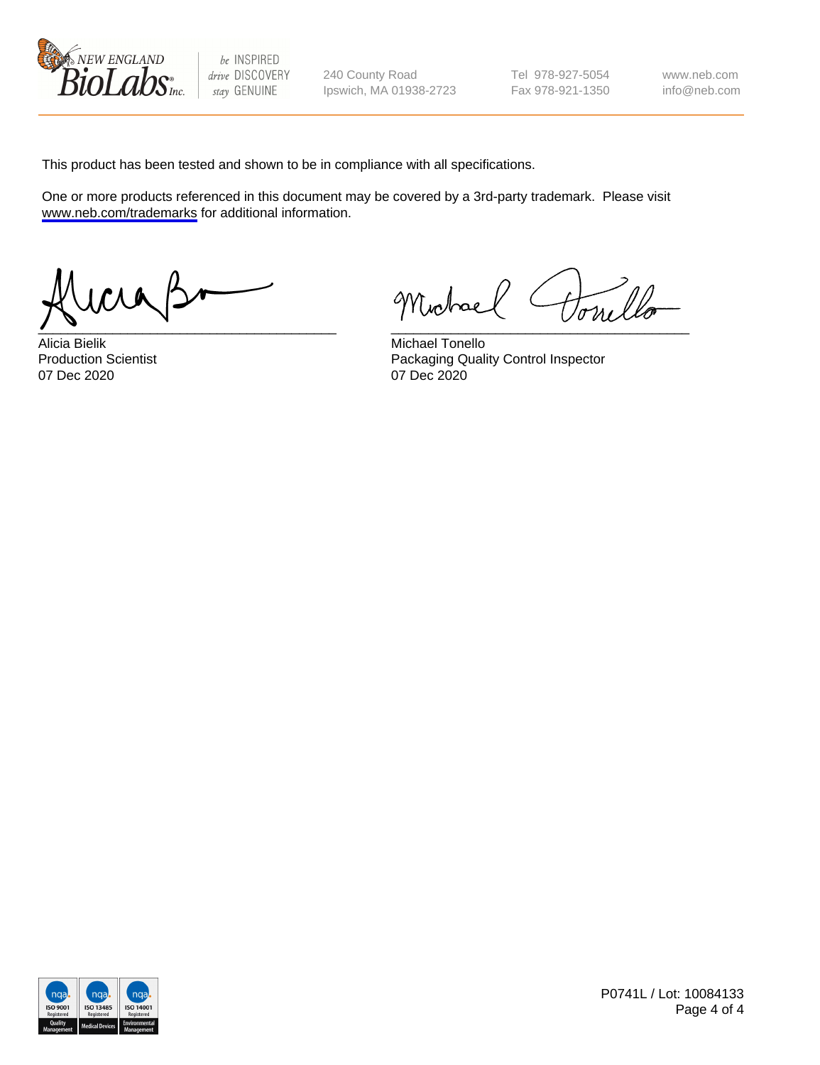This product has been tested and shown to be in compliance with all specifications.

One or more products referenced in this document may be covered by a 3rd-party trademark. Please visit www.neb.com/trademarks for additional information.

Alicia Bielik
Production Scientist
07 Dec 2020

Michael Tonello
Packaging Quality Control Inspector
07 Dec 2020

P0741L / Lot: 10084133